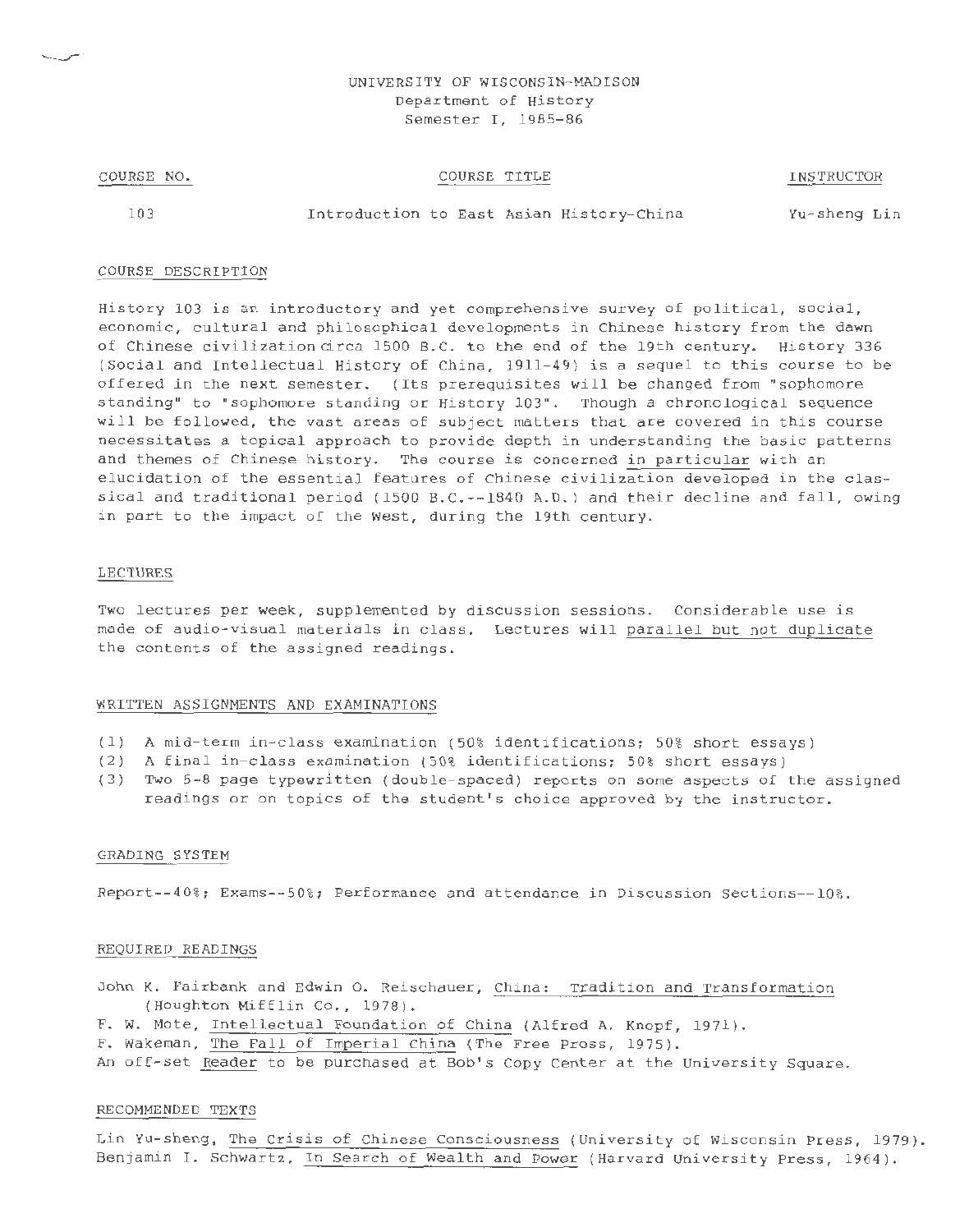UNIVERSITY OF WISCONSIN-MADISON
Department of History
Semester I, 1985-86

| COURSE NO. | COURSE TITLE | INSTRUCTOR |
| --- | --- | --- |
| 103 | Introduction to East Asian History-China | Yu-sheng Lin |

## COURSE DESCRIPTION

History 103 is an introductory and yet comprehensive survey of political, social, economic, cultural and philosophical developments in Chinese history from the dawn of Chinese civilization circa 1500 B.C. to the end of the 19th century. History 336 (Social and Intellectual History of China, 1911-49) is a sequel to this course to be offered in the next semester. (Its prerequisites will be changed from "sophomore standing" to "sophomore standing or History 103". Though a chronological sequence will be followed, the vast areas of subject matters that are covered in this course necessitates a topical approach to provide depth in understanding the basic patterns and themes of Chinese history. The course is concerned in particular with an elucidation of the essential features of Chinese civilization developed in the classical and traditional period (1500 B.C.--1840 A.D.) and their decline and fall, owing in part to the impact of the West, during the 19th century.

## LECTURES

Two lectures per week, supplemented by discussion sessions. Considerable use is made of audio-visual materials in class. Lectures will parallel but not duplicate the contents of the assigned readings.

## WRITTEN ASSIGNMENTS AND EXAMINATIONS

(1) A mid-term in-class examination (50% identifications; 50% short essays)
(2) A final in-class examination (50% identifications; 50% short essays)
(3) Two 5-8 page typewritten (double-spaced) reports on some aspects of the assigned readings or on topics of the student's choice approved by the instructor.

## GRADING SYSTEM

Report--40%; Exams--50%; Performance and attendance in Discussion Sections--10%.

## REQUIRED READINGS

John K. Fairbank and Edwin O. Reischauer, China: Tradition and Transformation (Houghton Mifflin Co., 1978).
F. W. Mote, Intellectual Foundation of China (Alfred A. Knopf, 1971).
F. Wakeman, The Fall of Imperial China (The Free Press, 1975).
An off-set Reader to be purchased at Bob's Copy Center at the University Square.

## RECOMMENDED TEXTS

Lin Yu-sheng, The Crisis of Chinese Consciousness (University of Wisconsin Press, 1979).
Benjamin I. Schwartz, In Search of Wealth and Power (Harvard University Press, 1964).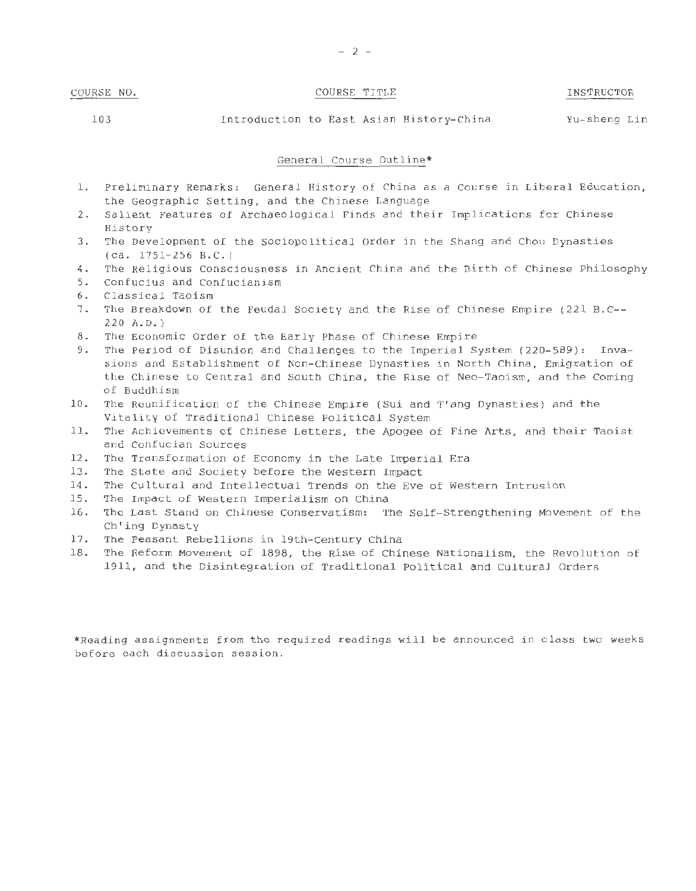| COURSE NO. | COURSE TITLE | INSTRUCTOR |
| --- | --- | --- |
| 103 | Introduction to East Asian History-China | Yu-sheng Lin |

## General Course Outline*

1. Preliminary Remarks: General History of China as a Course in Liberal Education, the Geographic Setting, and the Chinese Language
2. Salient Features of Archaeological Finds and their Implications for Chinese History
3. The Development of the Sociopolitical Order in the Shang and Chou Dynasties (ca. 1751-256 B.C.)
4. The Religious Consciousness in Ancient China and the Birth of Chinese Philosophy
5. Confucius and Confucianism
6. Classical Taoism
7. The Breakdown of the Feudal Society and the Rise of Chinese Empire (221 B.C--220 A.D.)
8. The Economic Order of the Early Phase of Chinese Empire
9. The Period of Disunion and Challenges to the Imperial System (220-589): Invasions and Establishment of Non-Chinese Dynasties in North China, Emigration of the Chinese to Central and South China, the Rise of Neo-Taoism, and the Coming of Buddhism
10. The Reunification of the Chinese Empire (Sui and T'ang Dynasties) and the Vitality of Traditional Chinese Political System
11. The Achievements of Chinese Letters, the Apogee of Fine Arts, and their Taoist and Confucian Sources
12. The Transformation of Economy in the Late Imperial Era
13. The State and Society before the Western Impact
14. The Cultural and Intellectual Trends on the Eve of Western Intrusion
15. The Impact of Western Imperialism on China
16. The Last Stand on Chinese Conservatism: The Self-Strengthening Movement of the Ch'ing Dynasty
17. The Peasant Rebellions in 19th-Century China
18. The Reform Movement of 1898, the Rise of Chinese Nationalism, the Revolution of 1911, and the Disintegration of Traditional Political and Cultural Orders

*Reading assignments from the required readings will be announced in class two weeks before each discussion session.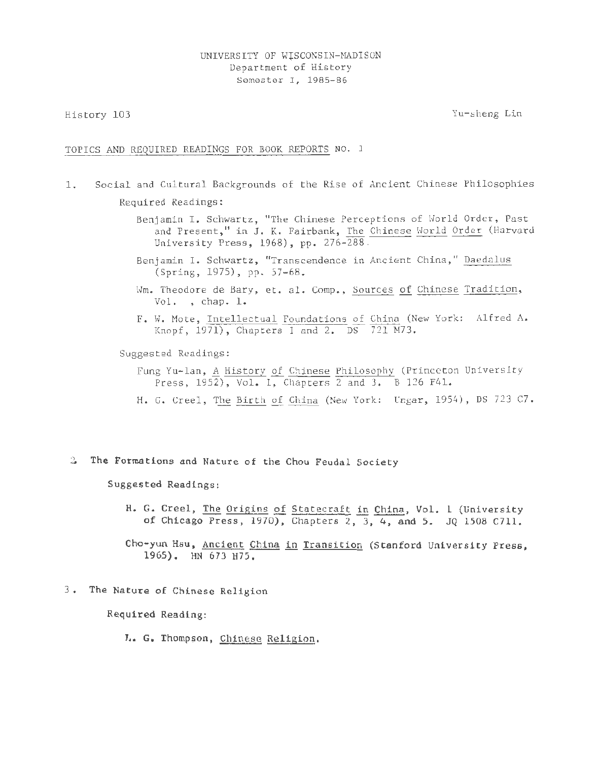UNIVERSITY OF WISCONSIN-MADISON
Department of History
Semester I, 1985-86

History 103 Yu-sheng Lin

TOPICS AND REQUIRED READINGS FOR BOOK REPORTS NO. 1

1. Social and Cultural Backgrounds of the Rise of Ancient Chinese Philosophies

   Required Readings:

   Benjamin I. Schwartz, "The Chinese Perceptions of World Order, Past and Present," in J. K. Fairbank, The Chinese World Order (Harvard University Press, 1968), pp. 276-288.

   Benjamin I. Schwartz, "Transcendence in Ancient China," Daedalus (Spring, 1975), pp. 57-68.

   Wm. Theodore de Bary, et. al. Comp., Sources of Chinese Tradition, Vol. , chap. 1.

   F. W. Mote, Intellectual Foundations of China (New York: Alfred A. Knopf, 1971), Chapters 1 and 2. DS 721 M73.

   Suggested Readings:

   Fung Yu-lan, A History of Chinese Philosophy (Princeton University Press, 1952), Vol. I, Chapters 2 and 3. B 126 F41.

   H. G. Creel, The Birth of China (New York: Ungar, 1954), DS 723 C7.

2. The Formations and Nature of the Chou Feudal Society

   Suggested Readings:

   H. G. Creel, The Origins of Statecraft in China, Vol. 1 (University of Chicago Press, 1970), Chapters 2, 3, 4, and 5. JQ 1508 C711.

   Cho-yun Hsu, Ancient China in Transition (Stanford University Press, 1965). HN 673 H75.

3. The Nature of Chinese Religion

   Required Reading:

   L. G. Thompson, Chinese Religion.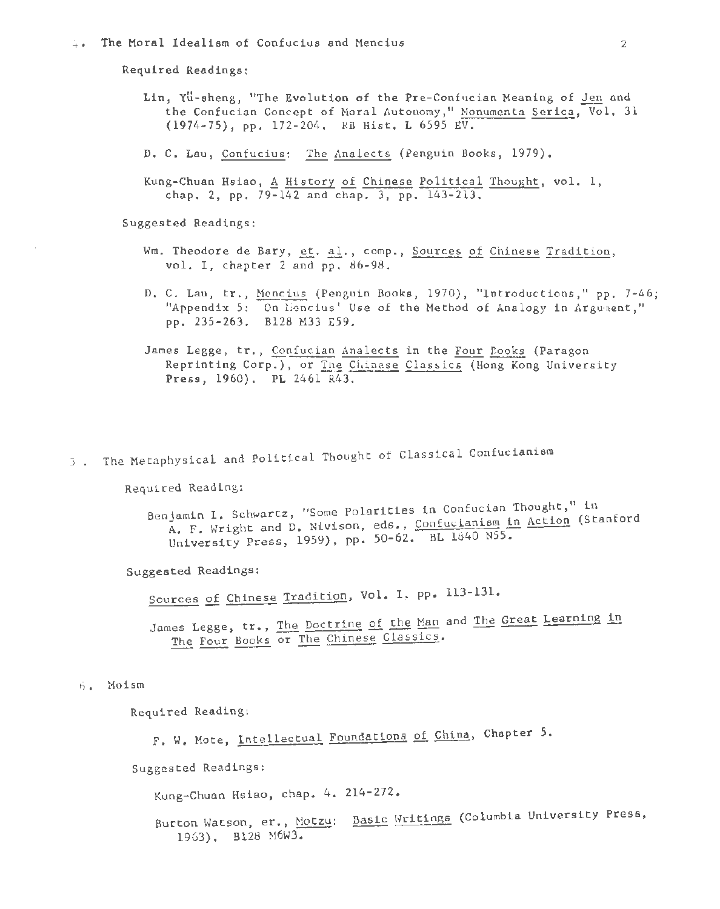4. The Moral Idealism of Confucius and Mencius

Required Readings:

Lin, Yü-sheng, "The Evolution of the Pre-Confucian Meaning of Jen and the Confucian Concept of Moral Autonomy," Monumenta Serica, Vol. 31 (1974-75), pp. 172-204. RB Hist. L 6595 EV.

D. C. Lau, Confucius: The Analects (Penguin Books, 1979).

Kung-Chuan Hsiao, A History of Chinese Political Thought, vol. 1, chap. 2, pp. 79-142 and chap. 3, pp. 143-213.

Suggested Readings:

Wm. Theodore de Bary, et. al., comp., Sources of Chinese Tradition, vol. I, chapter 2 and pp. 86-98.

D. C. Lau, tr., Mencius (Penguin Books, 1970), "Introductions," pp. 7-46; "Appendix 5: On Mencius' Use of the Method of Analogy in Argument," pp. 235-263. B128 M33 E59.

James Legge, tr., Confucian Analects in the Four Books (Paragon Reprinting Corp.), or The Chinese Classics (Hong Kong University Press, 1960). PL 2461 R43.

5. The Metaphysical and Political Thought of Classical Confucianism

Required Reading:

Benjamin I. Schwartz, "Some Polarities in Confucian Thought," in A. F. Wright and D. Nivison, eds., Confucianism in Action (Stanford University Press, 1959), pp. 50-62. BL 1840 N55.

Suggested Readings:

Sources of Chinese Tradition, Vol. I. pp. 113-131.

James Legge, tr., The Doctrine of the Man and The Great Learning in The Four Books or The Chinese Classics.

6. Moism

Required Reading:

F. W. Mote, Intellectual Foundations of China, Chapter 5.

Suggested Readings:

Kung-Chuan Hsiao, chap. 4. 214-272.

Burton Watson, er., Motzu: Basic Writings (Columbia University Press, 1963). B128 M6W3.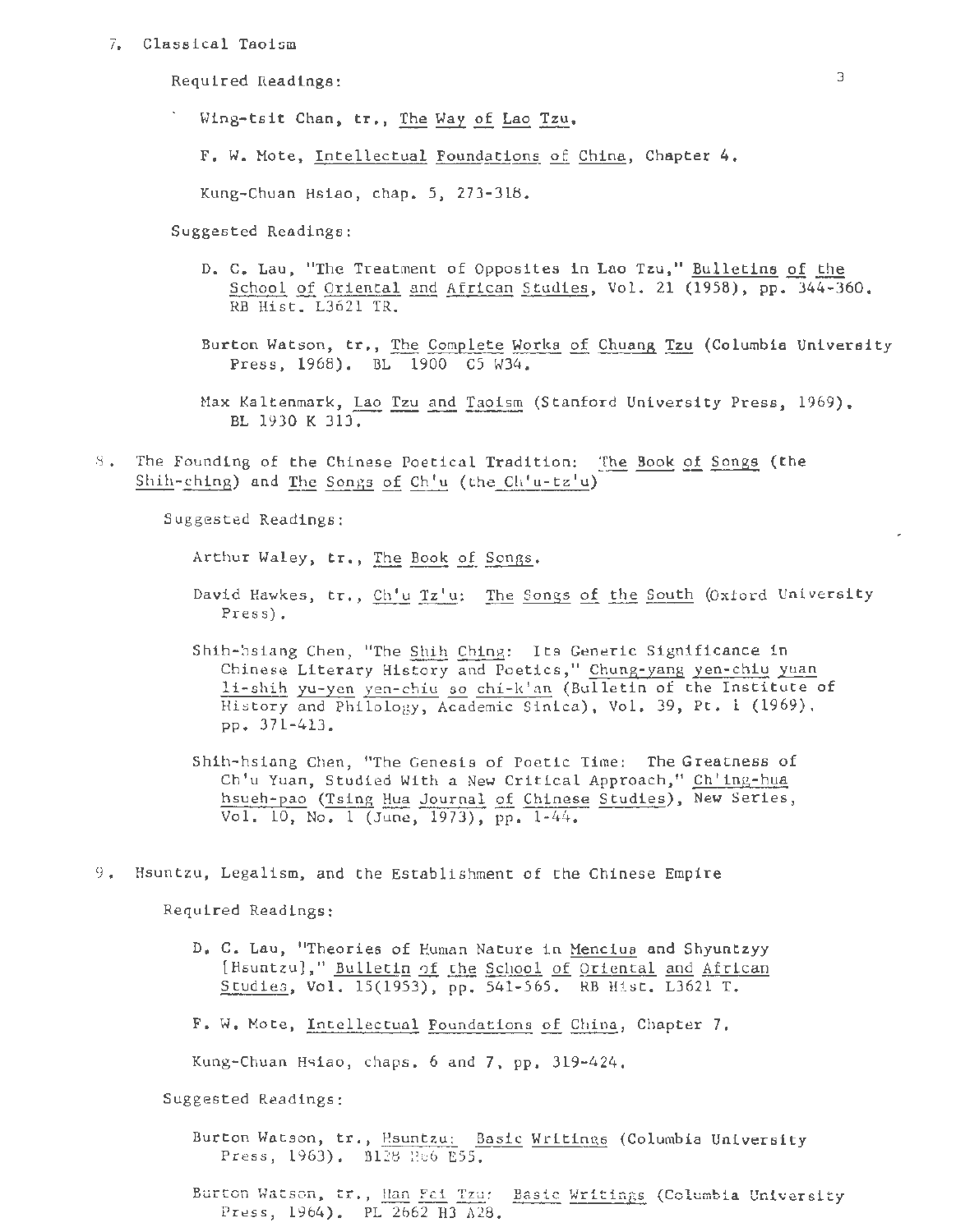7. Classical Taoism

Required Readings:

Wing-tsit Chan, tr., The Way of Lao Tzu.

F. W. Mote, Intellectual Foundations of China, Chapter 4.

Kung-Chuan Hsiao, chap. 5, 273-318.

Suggested Readings:

D. C. Lau, "The Treatment of Opposites in Lao Tzu," Bulletins of the School of Oriental and African Studies, Vol. 21 (1958), pp. 344-360. RB Hist. L3621 TR.

Burton Watson, tr., The Complete Works of Chuang Tzu (Columbia University Press, 1968). BL 1900 C5 W34.

Max Kaltenmark, Lao Tzu and Taoism (Stanford University Press, 1969). BL 1930 K 313.

8. The Founding of the Chinese Poetical Tradition: The Book of Songs (the Shih-ching) and The Songs of Ch'u (the Ch'u-tz'u)

Suggested Readings:

Arthur Waley, tr., The Book of Songs.

David Hawkes, tr., Ch'u Tz'u: The Songs of the South (Oxford University Press).

Shih-hsiang Chen, "The Shih Ching: Its Generic Significance in Chinese Literary History and Poetics," Chung-yang yen-chiu yuan li-shih yu-yen yen-chiu so chi-k'an (Bulletin of the Institute of History and Philology, Academic Sinica), Vol. 39, Pt. 1 (1969), pp. 371-413.

Shih-hsiang Chen, "The Genesis of Poetic Time: The Greatness of Ch'u Yuan, Studied With a New Critical Approach," Ch'ing-hua hsueh-pao (Tsing Hua Journal of Chinese Studies), New Series, Vol. 10, No. 1 (June, 1973), pp. 1-44.

9. Hsuntzu, Legalism, and the Establishment of the Chinese Empire

Required Readings:

D. C. Lau, "Theories of Human Nature in Mencius and Shyuntzyy [Hsuntzu]," Bulletin of the School of Oriental and African Studies, Vol. 15(1953), pp. 541-565. RB Hist. L3621 T.

F. W. Mote, Intellectual Foundations of China, Chapter 7.

Kung-Chuan Hsiao, chaps. 6 and 7, pp. 319-424.

Suggested Readings:

Burton Watson, tr., Hsuntzu: Basic Writings (Columbia University Press, 1963). B128 H66 E55.

Burton Watson, tr., Han Fei Tzu: Basic Writings (Columbia University Press, 1964). PL 2662 H3 A28.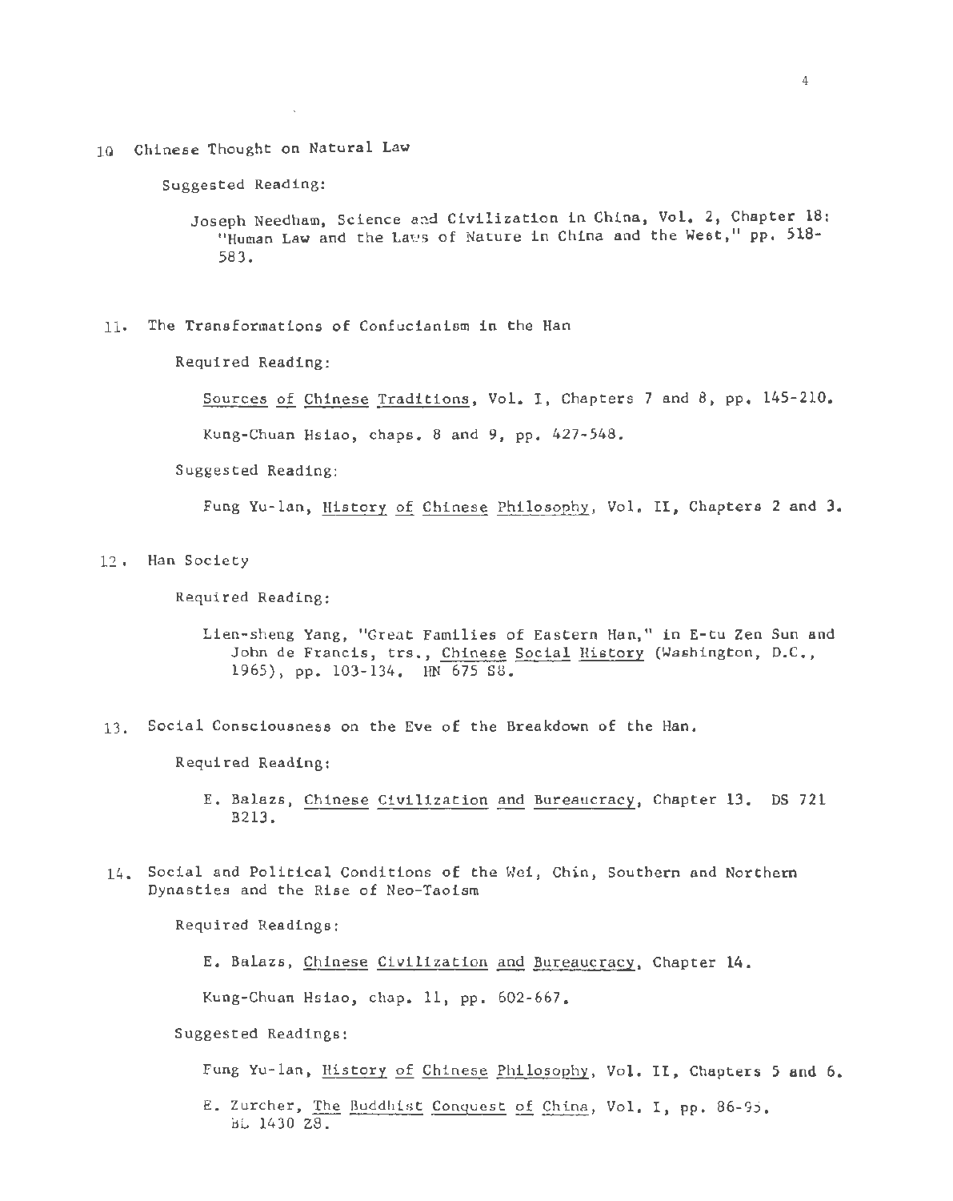10 Chinese Thought on Natural Law

Suggested Reading:

Joseph Needham, Science and Civilization in China, Vol. 2, Chapter 18: "Human Law and the Laws of Nature in China and the West," pp. 518-583.

11. The Transformations of Confucianism in the Han

Required Reading:

Sources of Chinese Traditions, Vol. I, Chapters 7 and 8, pp. 145-210.

Kung-Chuan Hsiao, chaps. 8 and 9, pp. 427-548.

Suggested Reading:

Fung Yu-lan, History of Chinese Philosophy, Vol. II, Chapters 2 and 3.

12. Han Society

Required Reading:

Lien-sheng Yang, "Great Families of Eastern Han," in E-tu Zen Sun and John de Francis, trs., Chinese Social History (Washington, D.C., 1965), pp. 103-134. HN 675 S8.

13. Social Consciousness on the Eve of the Breakdown of the Han.

Required Reading:

E. Balazs, Chinese Civilization and Bureaucracy, Chapter 13. DS 721 B213.

14. Social and Political Conditions of the Wei, Chin, Southern and Northern Dynasties and the Rise of Neo-Taoism

Required Readings:

E. Balazs, Chinese Civilization and Bureaucracy, Chapter 14.

Kung-Chuan Hsiao, chap. 11, pp. 602-667.

Suggested Readings:

Fung Yu-lan, History of Chinese Philosophy, Vol. II, Chapters 5 and 6.

E. Zurcher, The Buddhist Conquest of China, Vol. I, pp. 86-95. BL 1430 Z8.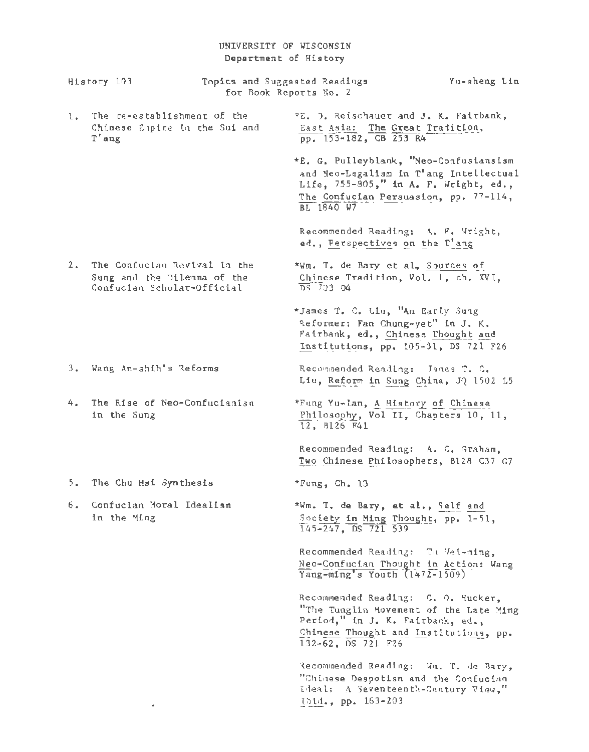UNIVERSITY OF WISCONSIN
Department of History

History 103 — Topics and Suggested Readings for Book Reports No. 2 — Yu-sheng Lin

1. The re-establishment of the Chinese Empire in the Sui and T'ang

   *E. O. Reischauer and J. K. Fairbank, East Asia: The Great Tradition, pp. 153-182, CB 253 R4

   *E. G. Pulleyblank, "Neo-Confusiansism and Neo-Legalism in T'ang Intellectual Life, 755-805," in A. F. Wright, ed., The Confucian Persuasion, pp. 77-114, BL 1840 W7

   Recommended Reading: A. F. Wright, ed., Perspectives on the T'ang

2. The Confucian Revival in the Sung and the Dilemma of the Confucian Scholar-Official

   *Wm. T. de Bary et al, Sources of Chinese Tradition, Vol. 1, ch. XVI, DS 703 D4

   *James T. C. Liu, "An Early Sung Reformer: Fan Chung-yen" in J. K. Fairbank, ed., Chinese Thought and Institutions, pp. 105-31, DS 721 F26

3. Wang An-shih's Reforms

   Recommended Reading: James T. C. Liu, Reform in Sung China, JQ 1502 L5

4. The Rise of Neo-Confucianism in the Sung

   *Fung Yu-lan, A History of Chinese Philosophy, Vol II, Chapters 10, 11, 12, B126 F41

   Recommended Reading: A. C. Graham, Two Chinese Philosophers, B128 C37 G7

5. The Chu Hsi Synthesis

   *Fung, Ch. 13

6. Confucian Moral Idealism in the Ming

   *Wm. T. de Bary, et al., Self and Society in Ming Thought, pp. 1-51, 145-247, DS 721 S39

   Recommended Reading: Tu Wei-ming, Neo-Confucian Thought in Action: Wang Yang-ming's Youth (1472-1509)

   Recommended Reading: C. O. Hucker, "The Tunglin Movement of the Late Ming Period," in J. K. Fairbank, ed., Chinese Thought and Institutions, pp. 132-62, DS 721 F26

   Recommended Reading: Wm. T. de Bary, "Chinese Despotism and the Confucian Ideal: A Seventeenth-Century View," Ibid., pp. 163-203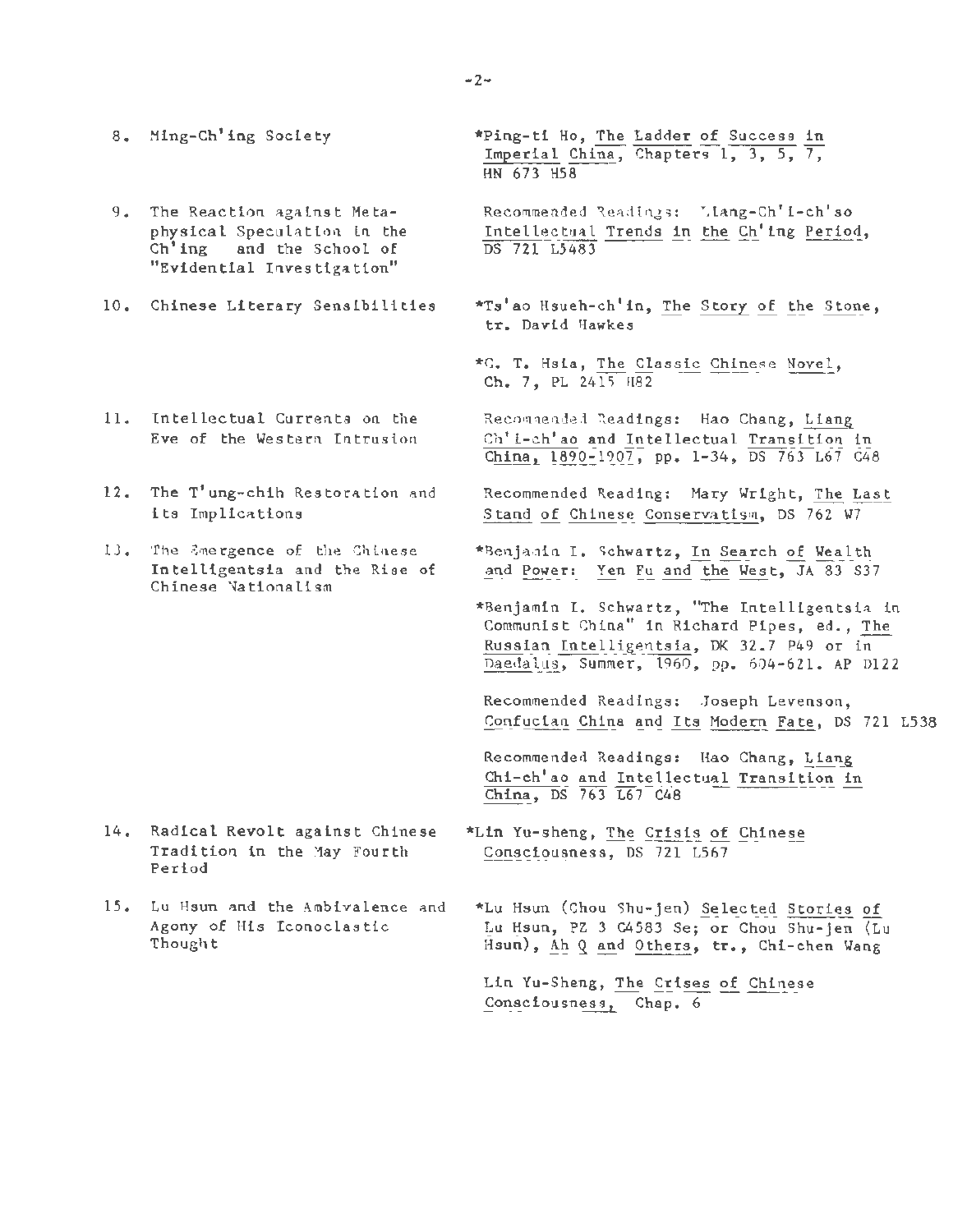| | |
|---|---|
| 8. Ming-Ch'ing Society | *Ping-ti Ho, The Ladder of Success in Imperial China, Chapters 1, 3, 5, 7, HN 673 H58 |
| 9. The Reaction against Metaphysical Speculation in the Ch'ing and the School of "Evidential Investigation" | Recommended Readings: Liang-Ch'i-ch'so Intellectual Trends in the Ch'ing Period, DS 721 L5483 |
| 10. Chinese Literary Sensibilities | *Ts'ao Hsueh-ch'in, The Story of the Stone, tr. David Hawkes<br><br>*C. T. Hsia, The Classic Chinese Novel, Ch. 7, PL 2415 H82 |
| 11. Intellectual Currents on the Eve of the Western Intrusion | Recommended Readings: Hao Chang, Liang Ch'i-ch'ao and Intellectual Transition in China, 1890-1907, pp. 1-34, DS 763 L67 C48 |
| 12. The T'ung-chih Restoration and its Implications | Recommended Reading: Mary Wright, The Last Stand of Chinese Conservatism, DS 762 W7 |
| 13. The Emergence of the Chinese Intelligentsia and the Rise of Chinese Nationalism | *Benjamin I. Schwartz, In Search of Wealth and Power: Yen Fu and the West, JA 83 S37<br><br>*Benjamin I. Schwartz, "The Intelligentsia in Communist China" in Richard Pipes, ed., The Russian Intelligentsia, DK 32.7 P49 or in Daedalus, Summer, 1960, pp. 604-621. AP D122<br><br>Recommended Readings: Joseph Levenson, Confucian China and Its Modern Fate, DS 721 L538<br><br>Recommended Readings: Hao Chang, Liang Chi-ch'ao and Intellectual Transition in China, DS 763 L67 C48 |
| 14. Radical Revolt against Chinese Tradition in the May Fourth Period | *Lin Yu-sheng, The Crisis of Chinese Consciousness, DS 721 L567 |
| 15. Lu Hsun and the Ambivalence and Agony of His Iconoclastic Thought | *Lu Hsun (Chou Shu-jen) Selected Stories of Lu Hsun, PZ 3 C4583 Se; or Chou Shu-jen (Lu Hsun), Ah Q and Others, tr., Chi-chen Wang<br><br>Lin Yu-Sheng, The Crises of Chinese Consciousness, Chap. 6 |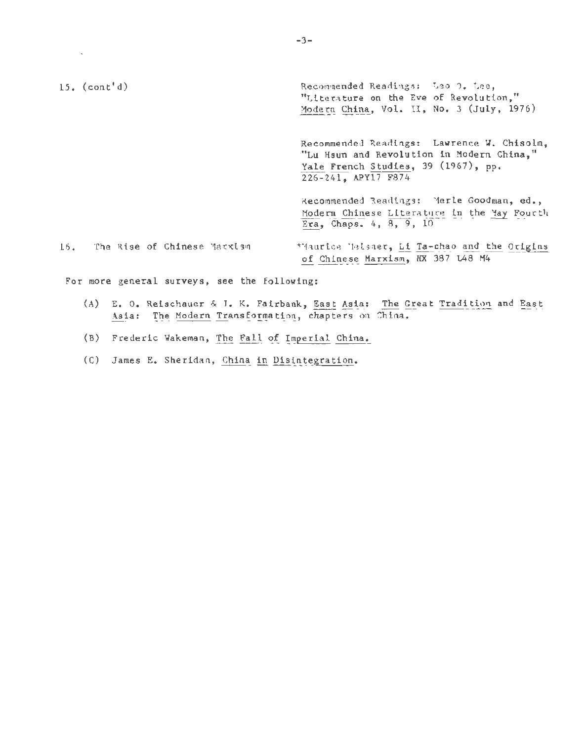15. (cont'd)

Recommended Readings: Leo O. Lee, "Literature on the Eve of Revolution," _Modern China_, Vol. II, No. 3 (July, 1976)

Recommended Readings: Lawrence W. Chisolm, "Lu Hsun and Revolution in Modern China," _Yale French Studies_, 39 (1967), pp. 226-241, APY17 F874

Recommended Readings: Merle Goodman, ed., _Modern Chinese Literature in the May Fourth Era_, Chaps. 4, 8, 9, 10

16. The Rise of Chinese Marxism

*Maurice Meisner, _Li Ta-chao and the Origins of Chinese Marxism_, HX 387 L48 M4

For more general surveys, see the following:

(A) E. O. Reischauer & J. K. Fairbank, _East Asia: The Great Tradition_ and _East Asia: The Modern Transformation_, chapters on China.

(B) Frederic Wakeman, _The Fall of Imperial China._

(C) James E. Sheridan, _China in Disintegration_.